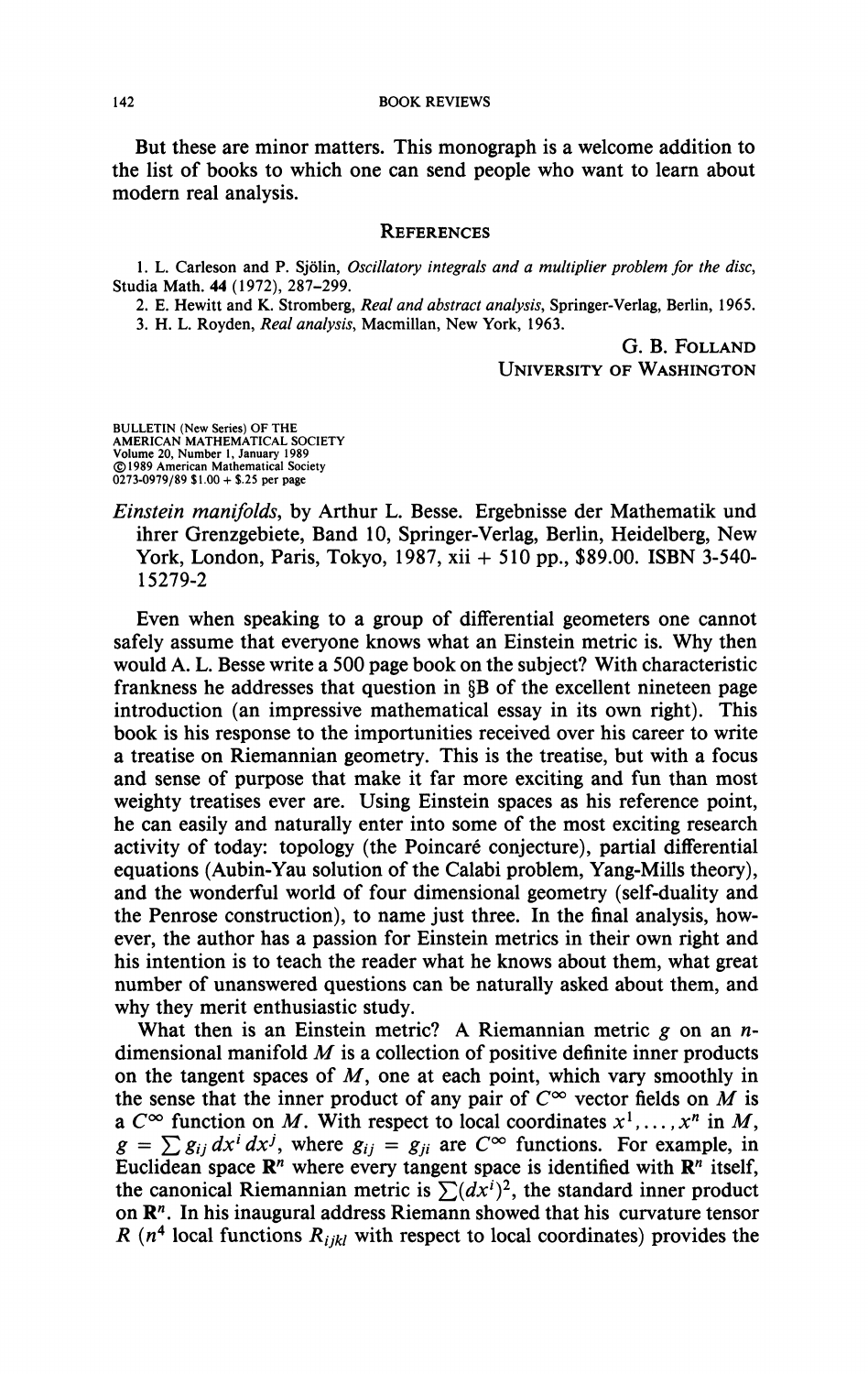But these are minor matters. This monograph is a welcome addition to the list of books to which one can send people who want to learn about modern real analysis.

## REFERENCES

1. L. Carleson and P. Sjölin, *Oscillatory integrals and a multiplier problem for the disc*, Studia Math. **44** (1972), 287–299.
2. E. Hewitt and K. Stromberg, *Real and abstract analysis*, Springer-Verlag, Berlin, 1965.
3. H. L. Royden, *Real analysis*, Macmillan, New York, 1963.

G. B. FOLLAND
UNIVERSITY OF WASHINGTON

BULLETIN (New Series) OF THE AMERICAN MATHEMATICAL SOCIETY
Volume 20, Number 1, January 1989
©1989 American Mathematical Society
0273-0979/89 $1.00 + $.25 per page

*Einstein manifolds*, by Arthur L. Besse. Ergebnisse der Mathematik und ihrer Grenzgebiete, Band 10, Springer-Verlag, Berlin, Heidelberg, New York, London, Paris, Tokyo, 1987, xii + 510 pp., $89.00. ISBN 3-540-15279-2

Even when speaking to a group of differential geometers one cannot safely assume that everyone knows what an Einstein metric is. Why then would A. L. Besse write a 500 page book on the subject? With characteristic frankness he addresses that question in §B of the excellent nineteen page introduction (an impressive mathematical essay in its own right). This book is his response to the importunities received over his career to write a treatise on Riemannian geometry. This is the treatise, but with a focus and sense of purpose that make it far more exciting and fun than most weighty treatises ever are. Using Einstein spaces as his reference point, he can easily and naturally enter into some of the most exciting research activity of today: topology (the Poincaré conjecture), partial differential equations (Aubin-Yau solution of the Calabi problem, Yang-Mills theory), and the wonderful world of four dimensional geometry (self-duality and the Penrose construction), to name just three. In the final analysis, however, the author has a passion for Einstein metrics in their own right and his intention is to teach the reader what he knows about them, what great number of unanswered questions can be naturally asked about them, and why they merit enthusiastic study.

What then is an Einstein metric? A Riemannian metric $g$ on an $n$-dimensional manifold $M$ is a collection of positive definite inner products on the tangent spaces of $M$, one at each point, which vary smoothly in the sense that the inner product of any pair of $C^\infty$ vector fields on $M$ is a $C^\infty$ function on $M$. With respect to local coordinates $x^1, \ldots, x^n$ in $M$, $g = \sum g_{ij}\, dx^i\, dx^j$, where $g_{ij} = g_{ji}$ are $C^\infty$ functions. For example, in Euclidean space $\mathbf{R}^n$ where every tangent space is identified with $\mathbf{R}^n$ itself, the canonical Riemannian metric is $\sum (dx^i)^2$, the standard inner product on $\mathbf{R}^n$. In his inaugural address Riemann showed that his curvature tensor $R$ ($n^4$ local functions $R_{ijkl}$ with respect to local coordinates) provides the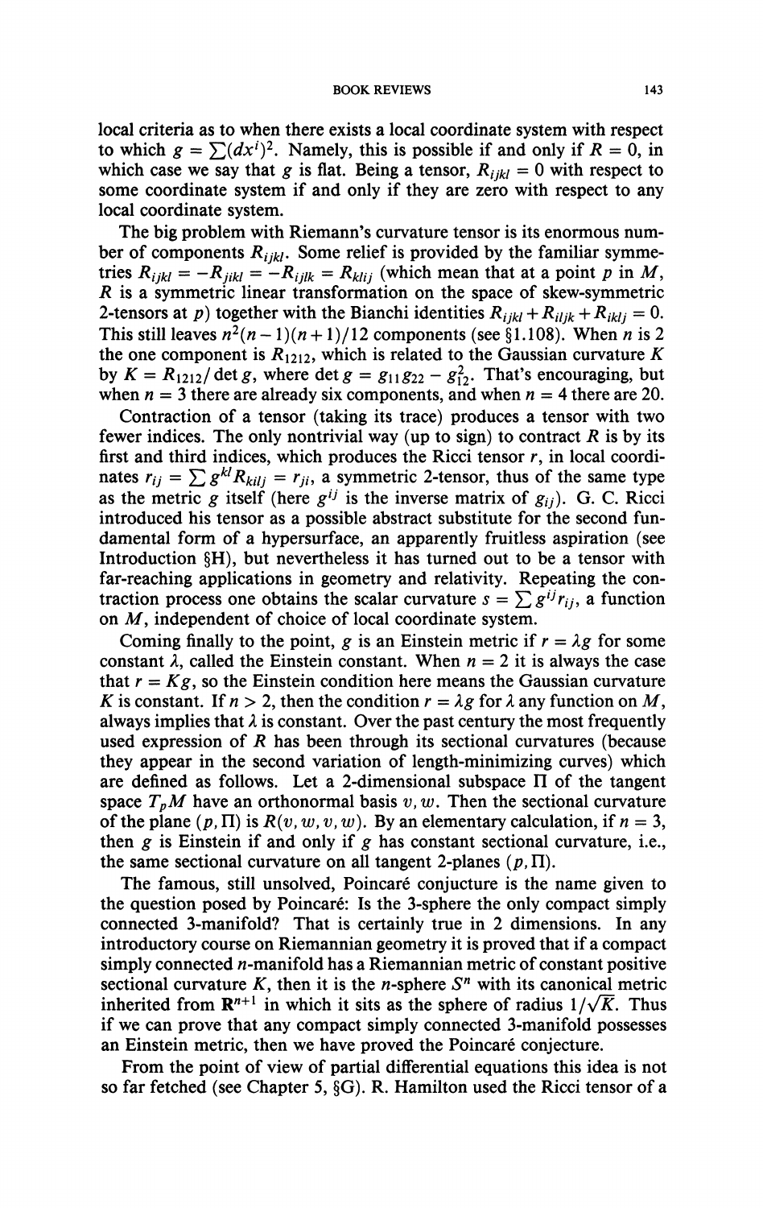local criteria as to when there exists a local coordinate system with respect to which $g = \sum(dx^i)^2$. Namely, this is possible if and only if $R = 0$, in which case we say that $g$ is flat. Being a tensor, $R_{ijkl} = 0$ with respect to some coordinate system if and only if they are zero with respect to any local coordinate system.

The big problem with Riemann's curvature tensor is its enormous number of components $R_{ijkl}$. Some relief is provided by the familiar symmetries $R_{ijkl} = -R_{jikl} = -R_{ijlk} = R_{klij}$ (which mean that at a point $p$ in $M$, $R$ is a symmetric linear transformation on the space of skew-symmetric 2-tensors at $p$) together with the Bianchi identities $R_{ijkl} + R_{iljk} + R_{iklj} = 0$. This still leaves $n^2(n-1)(n+1)/12$ components (see §1.108). When $n$ is 2 the one component is $R_{1212}$, which is related to the Gaussian curvature $K$ by $K = R_{1212}/\det g$, where $\det g = g_{11}g_{22} - g_{12}^2$. That's encouraging, but when $n = 3$ there are already six components, and when $n = 4$ there are 20.

Contraction of a tensor (taking its trace) produces a tensor with two fewer indices. The only nontrivial way (up to sign) to contract $R$ is by its first and third indices, which produces the Ricci tensor $r$, in local coordinates $r_{ij} = \sum g^{kl} R_{kilj} = r_{ji}$, a symmetric 2-tensor, thus of the same type as the metric $g$ itself (here $g^{ij}$ is the inverse matrix of $g_{ij}$). G. C. Ricci introduced his tensor as a possible abstract substitute for the second fundamental form of a hypersurface, an apparently fruitless aspiration (see Introduction §H), but nevertheless it has turned out to be a tensor with far-reaching applications in geometry and relativity. Repeating the contraction process one obtains the scalar curvature $s = \sum g^{ij} r_{ij}$, a function on $M$, independent of choice of local coordinate system.

Coming finally to the point, $g$ is an Einstein metric if $r = \lambda g$ for some constant $\lambda$, called the Einstein constant. When $n = 2$ it is always the case that $r = Kg$, so the Einstein condition here means the Gaussian curvature $K$ is constant. If $n > 2$, then the condition $r = \lambda g$ for $\lambda$ any function on $M$, always implies that $\lambda$ is constant. Over the past century the most frequently used expression of $R$ has been through its sectional curvatures (because they appear in the second variation of length-minimizing curves) which are defined as follows. Let a 2-dimensional subspace $\Pi$ of the tangent space $T_pM$ have an orthonormal basis $v, w$. Then the sectional curvature of the plane $(p, \Pi)$ is $R(v, w, v, w)$. By an elementary calculation, if $n = 3$, then $g$ is Einstein if and only if $g$ has constant sectional curvature, i.e., the same sectional curvature on all tangent 2-planes $(p, \Pi)$.

The famous, still unsolved, Poincaré conjucture is the name given to the question posed by Poincaré: Is the 3-sphere the only compact simply connected 3-manifold? That is certainly true in 2 dimensions. In any introductory course on Riemannian geometry it is proved that if a compact simply connected $n$-manifold has a Riemannian metric of constant positive sectional curvature $K$, then it is the $n$-sphere $S^n$ with its canonical metric inherited from $\mathbf{R}^{n+1}$ in which it sits as the sphere of radius $1/\sqrt{K}$. Thus if we can prove that any compact simply connected 3-manifold possesses an Einstein metric, then we have proved the Poincaré conjecture.

From the point of view of partial differential equations this idea is not so far fetched (see Chapter 5, §G). R. Hamilton used the Ricci tensor of a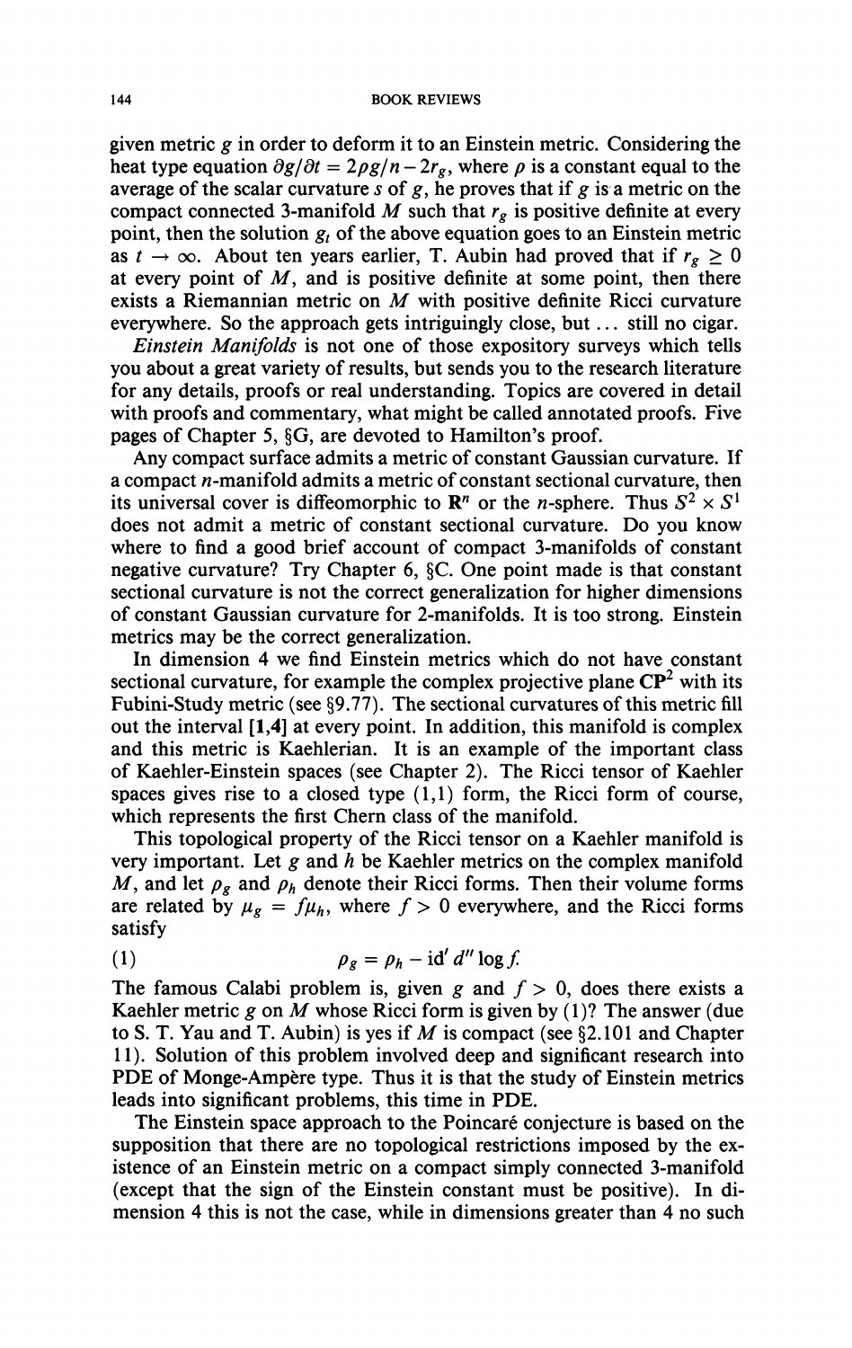given metric $g$ in order to deform it to an Einstein metric. Considering the heat type equation $\partial g/\partial t = 2\rho g/n - 2r_g$, where $\rho$ is a constant equal to the average of the scalar curvature $s$ of $g$, he proves that if $g$ is a metric on the compact connected 3-manifold $M$ such that $r_g$ is positive definite at every point, then the solution $g_t$ of the above equation goes to an Einstein metric as $t \to \infty$. About ten years earlier, T. Aubin had proved that if $r_g \geq 0$ at every point of $M$, and is positive definite at some point, then there exists a Riemannian metric on $M$ with positive definite Ricci curvature everywhere. So the approach gets intriguingly close, but ... still no cigar.

*Einstein Manifolds* is not one of those expository surveys which tells you about a great variety of results, but sends you to the research literature for any details, proofs or real understanding. Topics are covered in detail with proofs and commentary, what might be called annotated proofs. Five pages of Chapter 5, §G, are devoted to Hamilton's proof.

Any compact surface admits a metric of constant Gaussian curvature. If a compact $n$-manifold admits a metric of constant sectional curvature, then its universal cover is diffeomorphic to $\mathbf{R}^n$ or the $n$-sphere. Thus $S^2 \times S^1$ does not admit a metric of constant sectional curvature. Do you know where to find a good brief account of compact 3-manifolds of constant negative curvature? Try Chapter 6, §C. One point made is that constant sectional curvature is not the correct generalization for higher dimensions of constant Gaussian curvature for 2-manifolds. It is too strong. Einstein metrics may be the correct generalization.

In dimension 4 we find Einstein metrics which do not have constant sectional curvature, for example the complex projective plane $\mathbf{CP}^2$ with its Fubini-Study metric (see §9.77). The sectional curvatures of this metric fill out the interval $[1,4]$ at every point. In addition, this manifold is complex and this metric is Kaehlerian. It is an example of the important class of Kaehler-Einstein spaces (see Chapter 2). The Ricci tensor of Kaehler spaces gives rise to a closed type (1,1) form, the Ricci form of course, which represents the first Chern class of the manifold.

This topological property of the Ricci tensor on a Kaehler manifold is very important. Let $g$ and $h$ be Kaehler metrics on the complex manifold $M$, and let $\rho_g$ and $\rho_h$ denote their Ricci forms. Then their volume forms are related by $\mu_g = f\mu_h$, where $f > 0$ everywhere, and the Ricci forms satisfy

$$\rho_g = \rho_h - \mathrm{i}d' d'' \log f. \tag{1}$$

The famous Calabi problem is, given $g$ and $f > 0$, does there exists a Kaehler metric $g$ on $M$ whose Ricci form is given by (1)? The answer (due to S. T. Yau and T. Aubin) is yes if $M$ is compact (see §2.101 and Chapter 11). Solution of this problem involved deep and significant research into PDE of Monge-Ampère type. Thus it is that the study of Einstein metrics leads into significant problems, this time in PDE.

The Einstein space approach to the Poincaré conjecture is based on the supposition that there are no topological restrictions imposed by the existence of an Einstein metric on a compact simply connected 3-manifold (except that the sign of the Einstein constant must be positive). In dimension 4 this is not the case, while in dimensions greater than 4 no such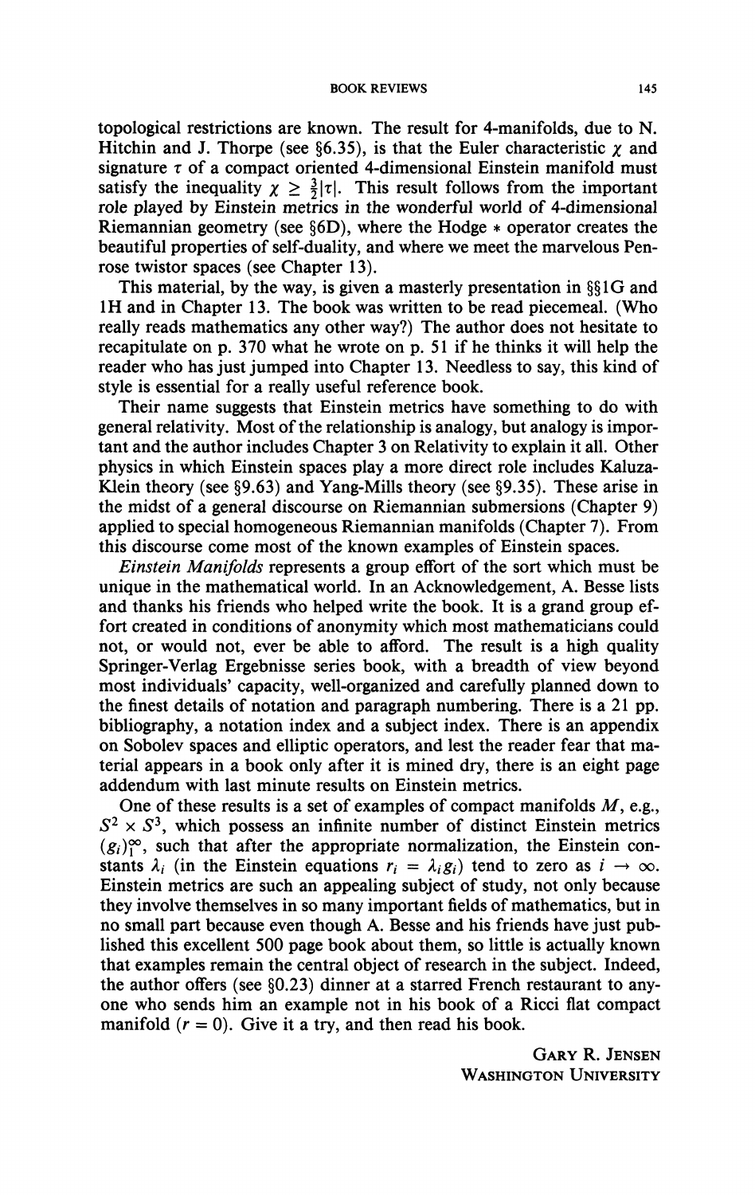topological restrictions are known. The result for 4-manifolds, due to N. Hitchin and J. Thorpe (see §6.35), is that the Euler characteristic $\chi$ and signature $\tau$ of a compact oriented 4-dimensional Einstein manifold must satisfy the inequality $\chi \geq \frac{3}{2}|\tau|$. This result follows from the important role played by Einstein metrics in the wonderful world of 4-dimensional Riemannian geometry (see §6D), where the Hodge $*$ operator creates the beautiful properties of self-duality, and where we meet the marvelous Penrose twistor spaces (see Chapter 13).

This material, by the way, is given a masterly presentation in §§1G and 1H and in Chapter 13. The book was written to be read piecemeal. (Who really reads mathematics any other way?) The author does not hesitate to recapitulate on p. 370 what he wrote on p. 51 if he thinks it will help the reader who has just jumped into Chapter 13. Needless to say, this kind of style is essential for a really useful reference book.

Their name suggests that Einstein metrics have something to do with general relativity. Most of the relationship is analogy, but analogy is important and the author includes Chapter 3 on Relativity to explain it all. Other physics in which Einstein spaces play a more direct role includes Kaluza-Klein theory (see §9.63) and Yang-Mills theory (see §9.35). These arise in the midst of a general discourse on Riemannian submersions (Chapter 9) applied to special homogeneous Riemannian manifolds (Chapter 7). From this discourse come most of the known examples of Einstein spaces.

*Einstein Manifolds* represents a group effort of the sort which must be unique in the mathematical world. In an Acknowledgement, A. Besse lists and thanks his friends who helped write the book. It is a grand group effort created in conditions of anonymity which most mathematicians could not, or would not, ever be able to afford. The result is a high quality Springer-Verlag Ergebnisse series book, with a breadth of view beyond most individuals' capacity, well-organized and carefully planned down to the finest details of notation and paragraph numbering. There is a 21 pp. bibliography, a notation index and a subject index. There is an appendix on Sobolev spaces and elliptic operators, and lest the reader fear that material appears in a book only after it is mined dry, there is an eight page addendum with last minute results on Einstein metrics.

One of these results is a set of examples of compact manifolds $M$, e.g., $S^2 \times S^3$, which possess an infinite number of distinct Einstein metrics $(g_i)_1^\infty$, such that after the appropriate normalization, the Einstein constants $\lambda_i$ (in the Einstein equations $r_i = \lambda_i g_i$) tend to zero as $i \to \infty$. Einstein metrics are such an appealing subject of study, not only because they involve themselves in so many important fields of mathematics, but in no small part because even though A. Besse and his friends have just published this excellent 500 page book about them, so little is actually known that examples remain the central object of research in the subject. Indeed, the author offers (see §0.23) dinner at a starred French restaurant to anyone who sends him an example not in his book of a Ricci flat compact manifold ($r = 0$). Give it a try, and then read his book.

Gary R. Jensen
Washington University